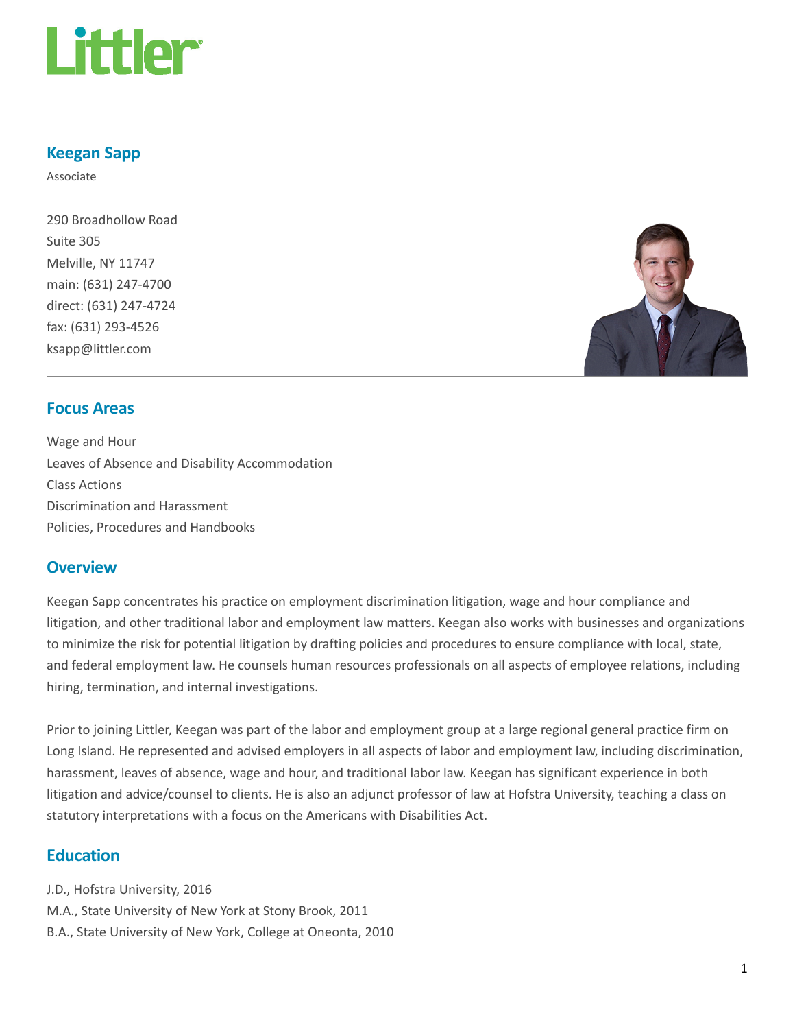Littler

## Keegan Sapp

Associate

290 Broadhollow Road
Suite 305
Melville, NY 11747
main: (631) 247-4700
direct: (631) 247-4724
fax: (631) 293-4526
ksapp@littler.com

## Focus Areas

Wage and Hour
Leaves of Absence and Disability Accommodation
Class Actions
Discrimination and Harassment
Policies, Procedures and Handbooks

## Overview

Keegan Sapp concentrates his practice on employment discrimination litigation, wage and hour compliance and litigation, and other traditional labor and employment law matters. Keegan also works with businesses and organizations to minimize the risk for potential litigation by drafting policies and procedures to ensure compliance with local, state, and federal employment law. He counsels human resources professionals on all aspects of employee relations, including hiring, termination, and internal investigations.

Prior to joining Littler, Keegan was part of the labor and employment group at a large regional general practice firm on Long Island. He represented and advised employers in all aspects of labor and employment law, including discrimination, harassment, leaves of absence, wage and hour, and traditional labor law. Keegan has significant experience in both litigation and advice/counsel to clients. He is also an adjunct professor of law at Hofstra University, teaching a class on statutory interpretations with a focus on the Americans with Disabilities Act.

## Education

J.D., Hofstra University, 2016
M.A., State University of New York at Stony Brook, 2011
B.A., State University of New York, College at Oneonta, 2010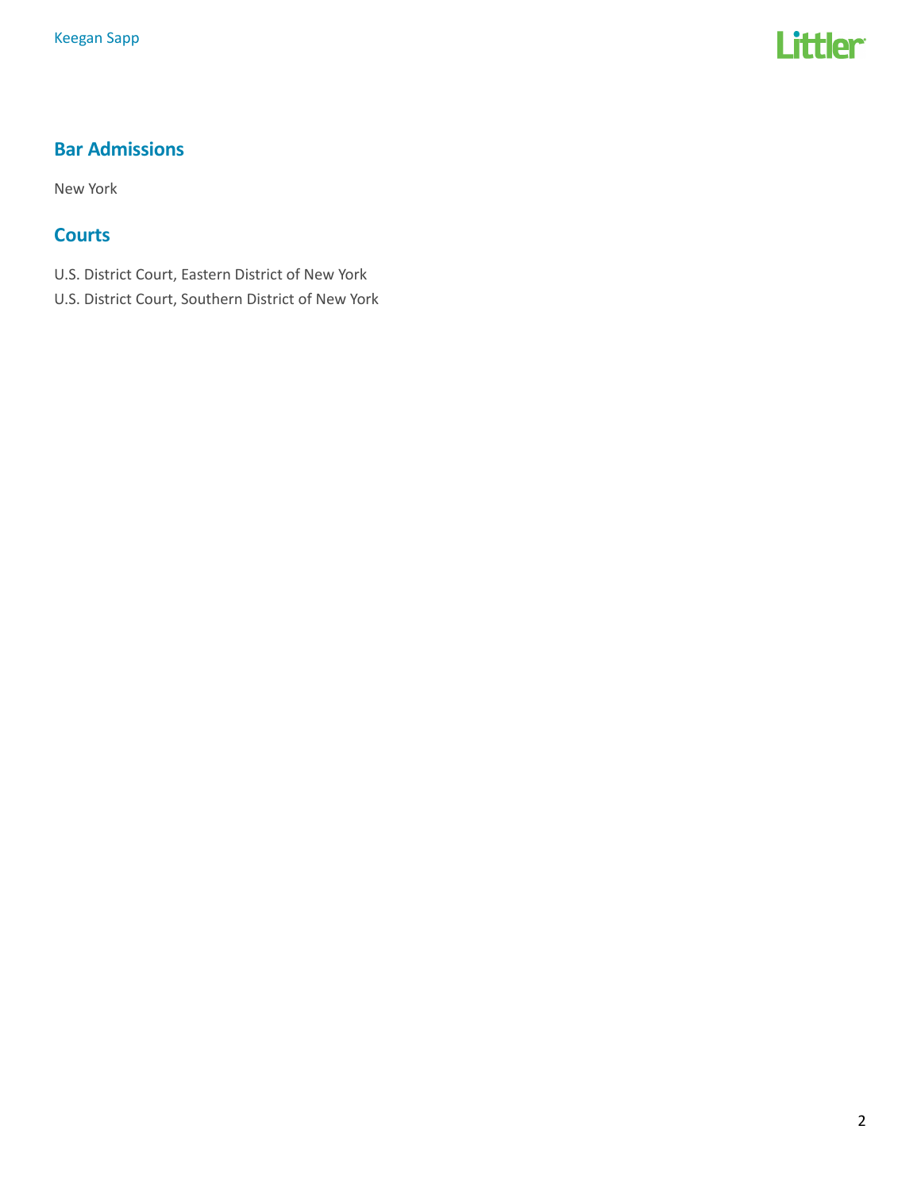## Bar Admissions

New York

## Courts

U.S. District Court, Eastern District of New York

U.S. District Court, Southern District of New York